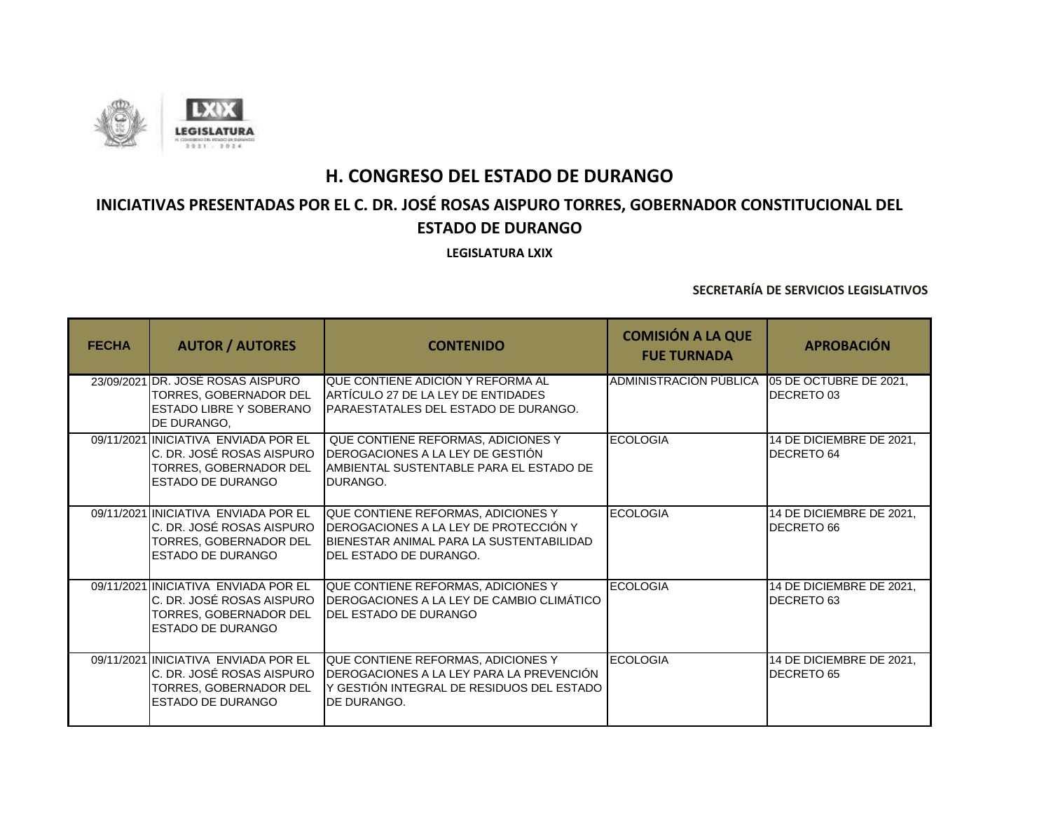# H. CONGRESO DEL ESTADO DE DURANGO

## INICIATIVAS PRESENTADAS POR EL C. DR. JOSÉ ROSAS AISPURO TORRES, GOBERNADOR CONSTITUCIONAL DEL ESTADO DE DURANGO

**LEGISLATURA LXIX**

**SECRETARÍA DE SERVICIOS LEGISLATIVOS**

| FECHA | AUTOR / AUTORES | CONTENIDO | COMISIÓN A LA QUE FUE TURNADA | APROBACIÓN |
|---|---|---|---|---|
| 23/09/2021 | DR. JOSÉ ROSAS AISPURO TORRES, GOBERNADOR DEL ESTADO LIBRE Y SOBERANO DE DURANGO, | QUE CONTIENE ADICIÓN Y REFORMA AL ARTÍCULO 27 DE LA LEY DE ENTIDADES PARAESTATALES DEL ESTADO DE DURANGO. | ADMINISTRACIÓN PÚBLICA | 05 DE OCTUBRE DE 2021, DECRETO 03 |
| 09/11/2021 | INICIATIVA ENVIADA POR EL C. DR. JOSÉ ROSAS AISPURO TORRES, GOBERNADOR DEL ESTADO DE DURANGO | QUE CONTIENE REFORMAS, ADICIONES Y DEROGACIONES A LA LEY DE GESTIÓN AMBIENTAL SUSTENTABLE PARA EL ESTADO DE DURANGO. | ECOLOGIA | 14 DE DICIEMBRE DE 2021, DECRETO 64 |
| 09/11/2021 | INICIATIVA ENVIADA POR EL C. DR. JOSÉ ROSAS AISPURO TORRES, GOBERNADOR DEL ESTADO DE DURANGO | QUE CONTIENE REFORMAS, ADICIONES Y DEROGACIONES A LA LEY DE PROTECCIÓN Y BIENESTAR ANIMAL PARA LA SUSTENTABILIDAD DEL ESTADO DE DURANGO. | ECOLOGIA | 14 DE DICIEMBRE DE 2021, DECRETO 66 |
| 09/11/2021 | INICIATIVA ENVIADA POR EL C. DR. JOSÉ ROSAS AISPURO TORRES, GOBERNADOR DEL ESTADO DE DURANGO | QUE CONTIENE REFORMAS, ADICIONES Y DEROGACIONES A LA LEY DE CAMBIO CLIMÁTICO DEL ESTADO DE DURANGO | ECOLOGIA | 14 DE DICIEMBRE DE 2021, DECRETO 63 |
| 09/11/2021 | INICIATIVA ENVIADA POR EL C. DR. JOSÉ ROSAS AISPURO TORRES, GOBERNADOR DEL ESTADO DE DURANGO | QUE CONTIENE REFORMAS, ADICIONES Y DEROGACIONES A LA LEY PARA LA PREVENCIÓN Y GESTIÓN INTEGRAL DE RESIDUOS DEL ESTADO DE DURANGO. | ECOLOGIA | 14 DE DICIEMBRE DE 2021, DECRETO 65 |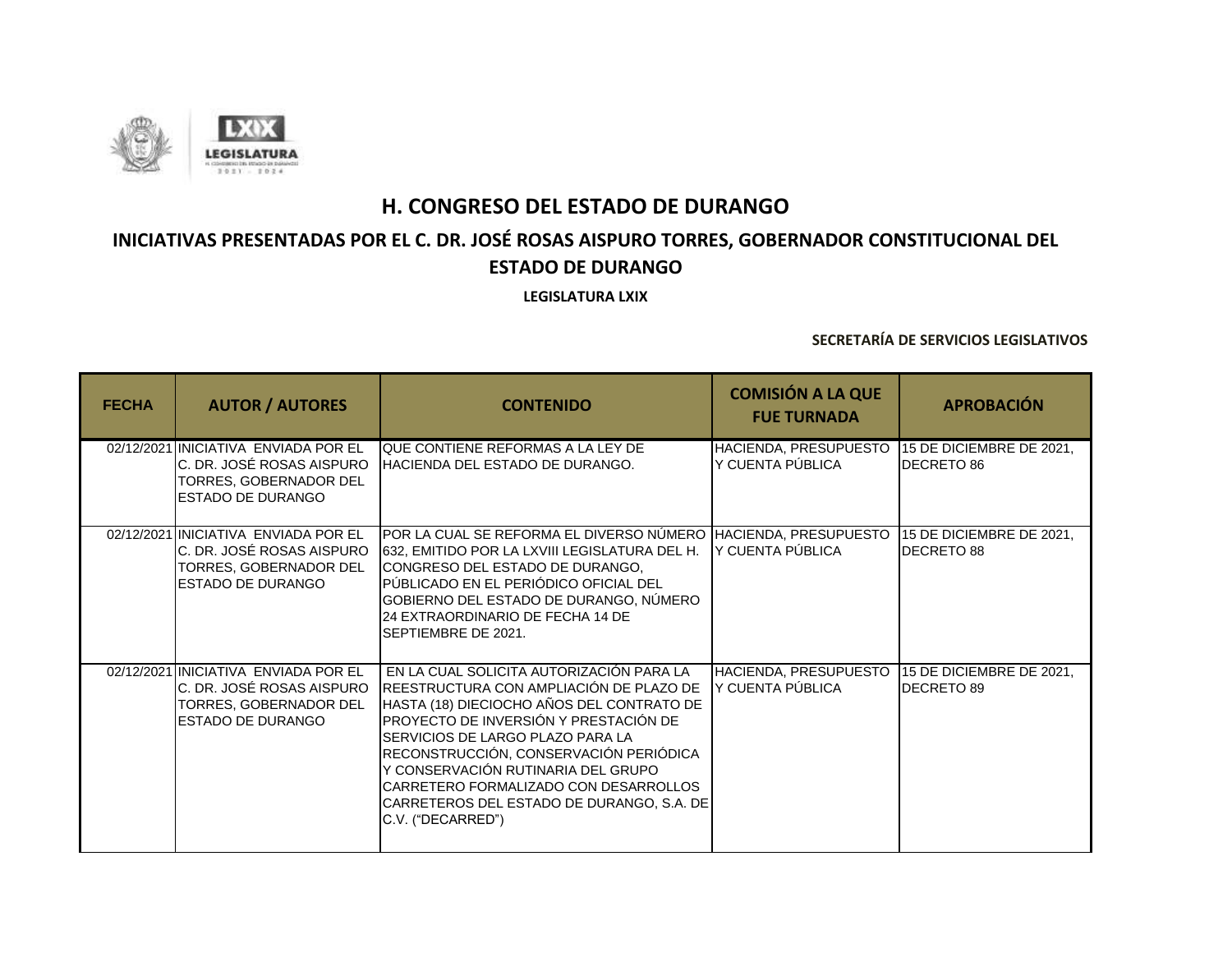# H. CONGRESO DEL ESTADO DE DURANGO

## INICIATIVAS PRESENTADAS POR EL C. DR. JOSÉ ROSAS AISPURO TORRES, GOBERNADOR CONSTITUCIONAL DEL ESTADO DE DURANGO

**LEGISLATURA LXIX**

**SECRETARÍA DE SERVICIOS LEGISLATIVOS**

| FECHA | AUTOR / AUTORES | CONTENIDO | COMISIÓN A LA QUE FUE TURNADA | APROBACIÓN |
|---|---|---|---|---|
| 02/12/2021 | INICIATIVA ENVIADA POR EL C. DR. JOSÉ ROSAS AISPURO TORRES, GOBERNADOR DEL ESTADO DE DURANGO | QUE CONTIENE REFORMAS A LA LEY DE HACIENDA DEL ESTADO DE DURANGO. | HACIENDA, PRESUPUESTO Y CUENTA PÚBLICA | 15 DE DICIEMBRE DE 2021, DECRETO 86 |
| 02/12/2021 | INICIATIVA ENVIADA POR EL C. DR. JOSÉ ROSAS AISPURO TORRES, GOBERNADOR DEL ESTADO DE DURANGO | POR LA CUAL SE REFORMA EL DIVERSO NÚMERO 632, EMITIDO POR LA LXVIII LEGISLATURA DEL H. CONGRESO DEL ESTADO DE DURANGO, PÚBLICADO EN EL PERIÓDICO OFICIAL DEL GOBIERNO DEL ESTADO DE DURANGO, NÚMERO 24 EXTRAORDINARIO DE FECHA 14 DE SEPTIEMBRE DE 2021. | HACIENDA, PRESUPUESTO Y CUENTA PÚBLICA | 15 DE DICIEMBRE DE 2021, DECRETO 88 |
| 02/12/2021 | INICIATIVA ENVIADA POR EL C. DR. JOSÉ ROSAS AISPURO TORRES, GOBERNADOR DEL ESTADO DE DURANGO | EN LA CUAL SOLICITA AUTORIZACIÓN PARA LA REESTRUCTURA CON AMPLIACIÓN DE PLAZO DE HASTA (18) DIECIOCHO AÑOS DEL CONTRATO DE PROYECTO DE INVERSIÓN Y PRESTACIÓN DE SERVICIOS DE LARGO PLAZO PARA LA RECONSTRUCCIÓN, CONSERVACIÓN PERIÓDICA Y CONSERVACIÓN RUTINARIA DEL GRUPO CARRETERO FORMALIZADO CON DESARROLLOS CARRETEROS DEL ESTADO DE DURANGO, S.A. DE C.V. ("DECARRED") | HACIENDA, PRESUPUESTO Y CUENTA PÚBLICA | 15 DE DICIEMBRE DE 2021, DECRETO 89 |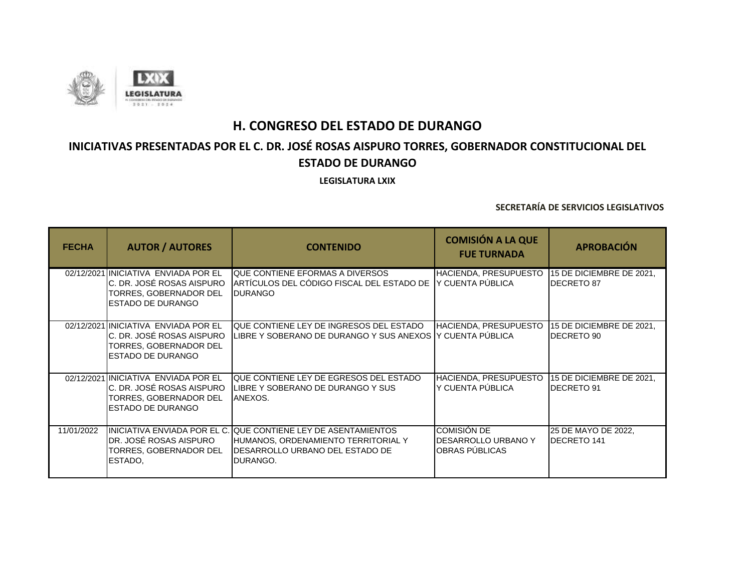# H. CONGRESO DEL ESTADO DE DURANGO

## INICIATIVAS PRESENTADAS POR EL C. DR. JOSÉ ROSAS AISPURO TORRES, GOBERNADOR CONSTITUCIONAL DEL ESTADO DE DURANGO

**LEGISLATURA LXIX**

**SECRETARÍA DE SERVICIOS LEGISLATIVOS**

| FECHA | AUTOR / AUTORES | CONTENIDO | COMISIÓN A LA QUE FUE TURNADA | APROBACIÓN |
|---|---|---|---|---|
| 02/12/2021 | INICIATIVA ENVIADA POR EL C. DR. JOSÉ ROSAS AISPURO TORRES, GOBERNADOR DEL ESTADO DE DURANGO | QUE CONTIENE EFORMAS A DIVERSOS ARTÍCULOS DEL CÓDIGO FISCAL DEL ESTADO DE DURANGO | HACIENDA, PRESUPUESTO Y CUENTA PÚBLICA | 15 DE DICIEMBRE DE 2021, DECRETO 87 |
| 02/12/2021 | INICIATIVA ENVIADA POR EL C. DR. JOSÉ ROSAS AISPURO TORRES, GOBERNADOR DEL ESTADO DE DURANGO | QUE CONTIENE LEY DE INGRESOS DEL ESTADO LIBRE Y SOBERANO DE DURANGO Y SUS ANEXOS | HACIENDA, PRESUPUESTO Y CUENTA PÚBLICA | 15 DE DICIEMBRE DE 2021, DECRETO 90 |
| 02/12/2021 | INICIATIVA ENVIADA POR EL C. DR. JOSÉ ROSAS AISPURO TORRES, GOBERNADOR DEL ESTADO DE DURANGO | QUE CONTIENE LEY DE EGRESOS DEL ESTADO LIBRE Y SOBERANO DE DURANGO Y SUS ANEXOS. | HACIENDA, PRESUPUESTO Y CUENTA PÚBLICA | 15 DE DICIEMBRE DE 2021, DECRETO 91 |
| 11/01/2022 | INICIATIVA ENVIADA POR EL C. DR. JOSÉ ROSAS AISPURO TORRES, GOBERNADOR DEL ESTADO, | QUE CONTIENE LEY DE ASENTAMIENTOS HUMANOS, ORDENAMIENTO TERRITORIAL Y DESARROLLO URBANO DEL ESTADO DE DURANGO. | COMISIÓN DE DESARROLLO URBANO Y OBRAS PÚBLICAS | 25 DE MAYO DE 2022, DECRETO 141 |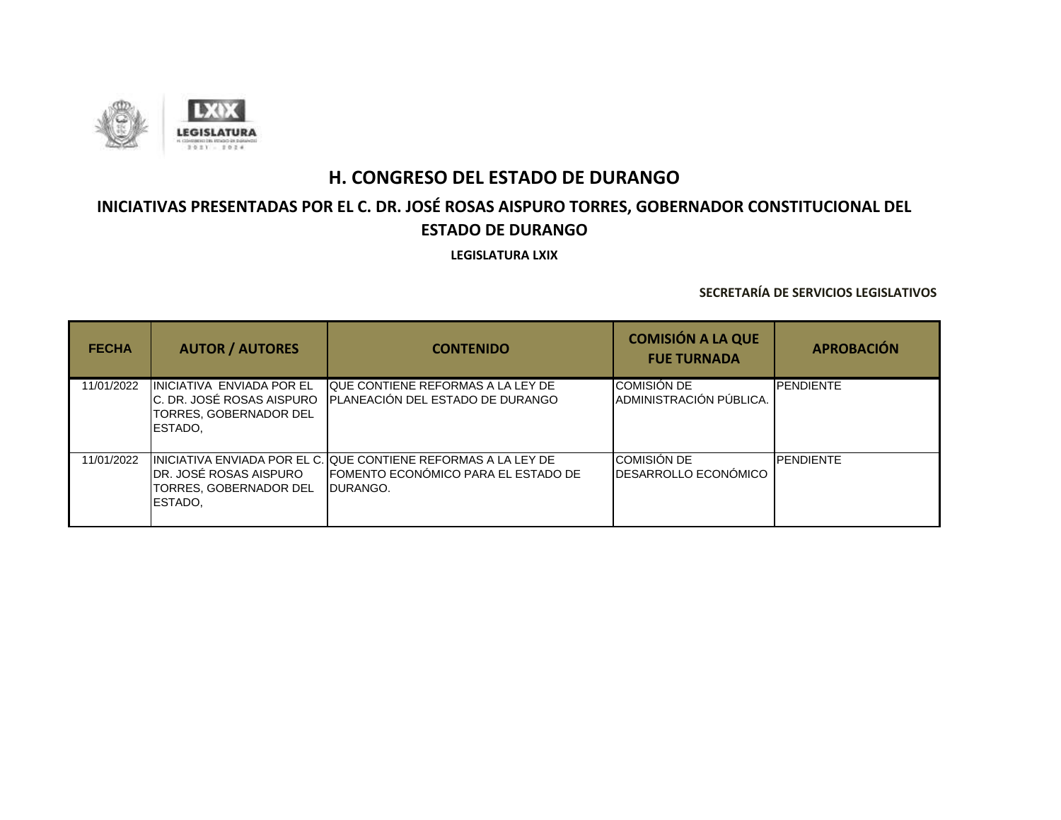# H. CONGRESO DEL ESTADO DE DURANGO

## INICIATIVAS PRESENTADAS POR EL C. DR. JOSÉ ROSAS AISPURO TORRES, GOBERNADOR CONSTITUCIONAL DEL ESTADO DE DURANGO

**LEGISLATURA LXIX**

**SECRETARÍA DE SERVICIOS LEGISLATIVOS**

| FECHA | AUTOR / AUTORES | CONTENIDO | COMISIÓN A LA QUE FUE TURNADA | APROBACIÓN |
|---|---|---|---|---|
| 11/01/2022 | INICIATIVA ENVIADA POR EL C. DR. JOSÉ ROSAS AISPURO TORRES, GOBERNADOR DEL ESTADO, | QUE CONTIENE REFORMAS A LA LEY DE PLANEACIÓN DEL ESTADO DE DURANGO | COMISIÓN DE ADMINISTRACIÓN PÚBLICA. | PENDIENTE |
| 11/01/2022 | INICIATIVA ENVIADA POR EL C. DR. JOSÉ ROSAS AISPURO TORRES, GOBERNADOR DEL ESTADO, | QUE CONTIENE REFORMAS A LA LEY DE FOMENTO ECONÓMICO PARA EL ESTADO DE DURANGO. | COMISIÓN DE DESARROLLO ECONÓMICO | PENDIENTE |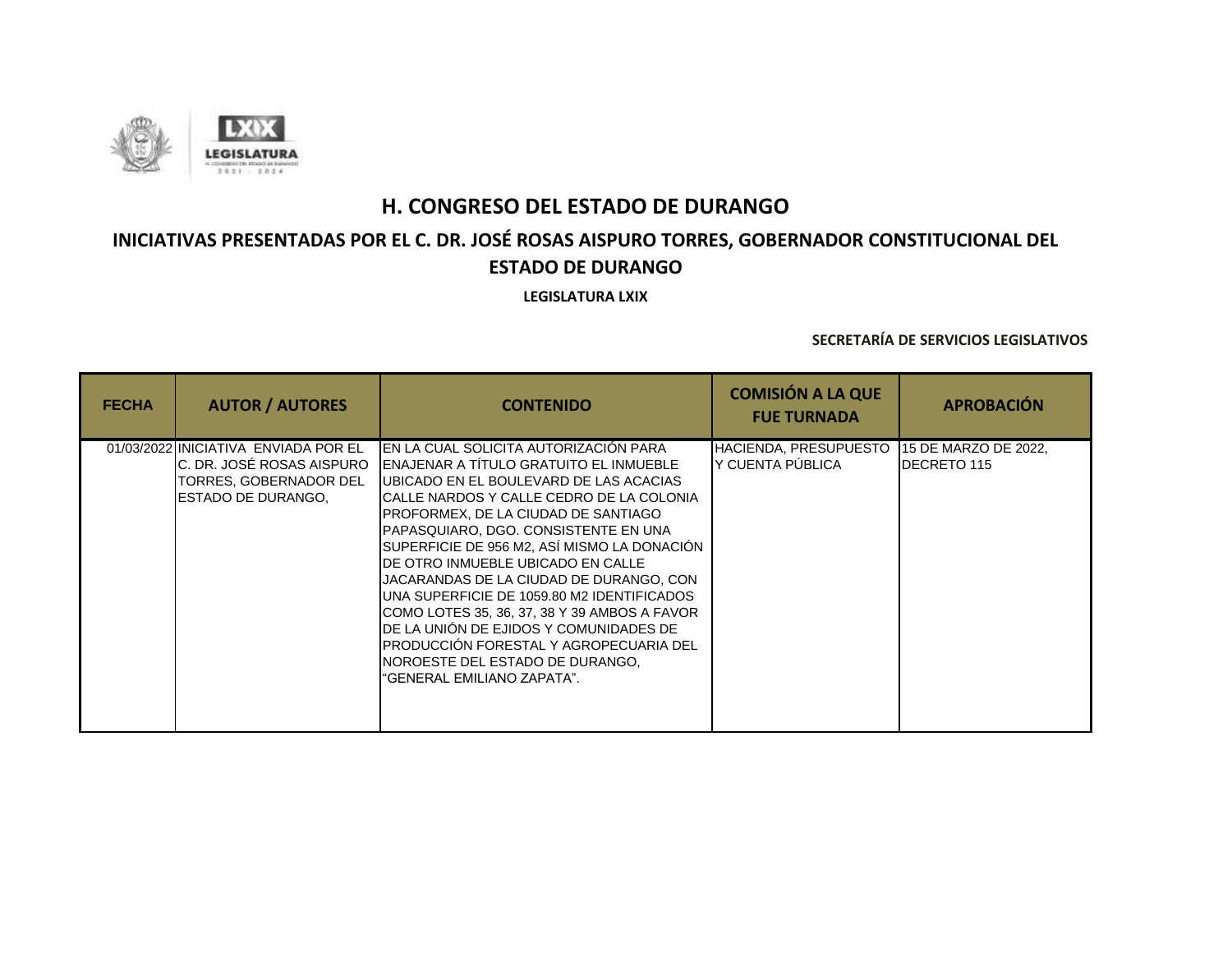# H. CONGRESO DEL ESTADO DE DURANGO

## INICIATIVAS PRESENTADAS POR EL C. DR. JOSÉ ROSAS AISPURO TORRES, GOBERNADOR CONSTITUCIONAL DEL ESTADO DE DURANGO

**LEGISLATURA LXIX**

**SECRETARÍA DE SERVICIOS LEGISLATIVOS**

| FECHA | AUTOR / AUTORES | CONTENIDO | COMISIÓN A LA QUE FUE TURNADA | APROBACIÓN |
|---|---|---|---|---|
| 01/03/2022 | INICIATIVA ENVIADA POR EL C. DR. JOSÉ ROSAS AISPURO TORRES, GOBERNADOR DEL ESTADO DE DURANGO, | EN LA CUAL SOLICITA AUTORIZACIÓN PARA ENAJENAR A TÍTULO GRATUITO EL INMUEBLE UBICADO EN EL BOULEVARD DE LAS ACACIAS CALLE NARDOS Y CALLE CEDRO DE LA COLONIA PROFORMEX, DE LA CIUDAD DE SANTIAGO PAPASQUIARO, DGO. CONSISTENTE EN UNA SUPERFICIE DE 956 M2, ASÍ MISMO LA DONACIÓN DE OTRO INMUEBLE UBICADO EN CALLE JACARANDAS DE LA CIUDAD DE DURANGO, CON UNA SUPERFICIE DE 1059.80 M2 IDENTIFICADOS COMO LOTES 35, 36, 37, 38 Y 39 AMBOS A FAVOR DE LA UNIÓN DE EJIDOS Y COMUNIDADES DE PRODUCCIÓN FORESTAL Y AGROPECUARIA DEL NOROESTE DEL ESTADO DE DURANGO, "GENERAL EMILIANO ZAPATA". | HACIENDA, PRESUPUESTO Y CUENTA PÚBLICA | 15 DE MARZO DE 2022, DECRETO 115 |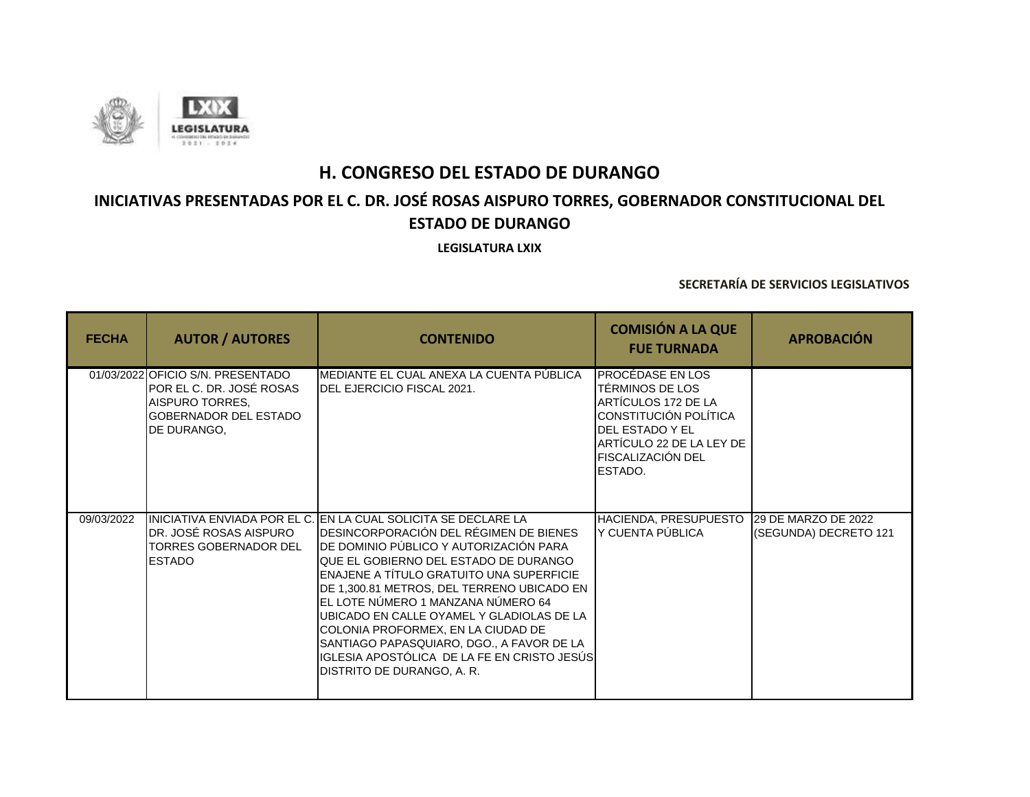# H. CONGRESO DEL ESTADO DE DURANGO

## INICIATIVAS PRESENTADAS POR EL C. DR. JOSÉ ROSAS AISPURO TORRES, GOBERNADOR CONSTITUCIONAL DEL ESTADO DE DURANGO

**LEGISLATURA LXIX**

**SECRETARÍA DE SERVICIOS LEGISLATIVOS**

| FECHA | AUTOR / AUTORES | CONTENIDO | COMISIÓN A LA QUE FUE TURNADA | APROBACIÓN |
|---|---|---|---|---|
| 01/03/2022 | OFICIO S/N. PRESENTADO POR EL C. DR. JOSÉ ROSAS AISPURO TORRES, GOBERNADOR DEL ESTADO DE DURANGO, | MEDIANTE EL CUAL ANEXA LA CUENTA PÚBLICA DEL EJERCICIO FISCAL 2021. | PROCÉDASE EN LOS TÉRMINOS DE LOS ARTÍCULOS 172 DE LA CONSTITUCIÓN POLÍTICA DEL ESTADO Y EL ARTÍCULO 22 DE LA LEY DE FISCALIZACIÓN DEL ESTADO. | |
| 09/03/2022 | INICIATIVA ENVIADA POR EL C. DR. JOSÉ ROSAS AISPURO TORRES GOBERNADOR DEL ESTADO | EN LA CUAL SOLICITA SE DECLARE LA DESINCORPORACIÓN DEL RÉGIMEN DE BIENES DE DOMINIO PÚBLICO Y AUTORIZACIÓN PARA QUE EL GOBIERNO DEL ESTADO DE DURANGO ENAJENE A TÍTULO GRATUITO UNA SUPERFICIE DE 1,300.81 METROS, DEL TERRENO UBICADO EN EL LOTE NÚMERO 1 MANZANA NÚMERO 64 UBICADO EN CALLE OYAMEL Y GLADIOLAS DE LA COLONIA PROFORMEX, EN LA CIUDAD DE SANTIAGO PAPASQUIARO, DGO., A FAVOR DE LA IGLESIA APOSTÓLICA DE LA FE EN CRISTO JESÚS DISTRITO DE DURANGO, A. R. | HACIENDA, PRESUPUESTO Y CUENTA PÚBLICA | 29 DE MARZO DE 2022 (SEGUNDA) DECRETO 121 |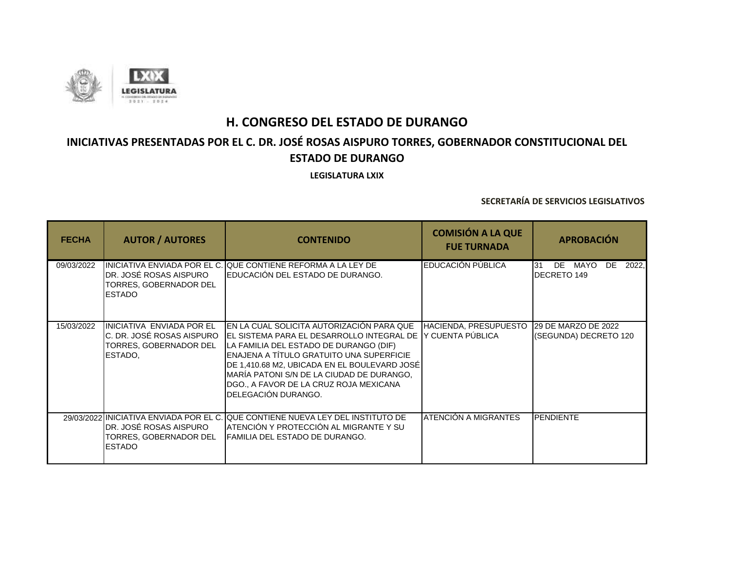# H. CONGRESO DEL ESTADO DE DURANGO

## INICIATIVAS PRESENTADAS POR EL C. DR. JOSÉ ROSAS AISPURO TORRES, GOBERNADOR CONSTITUCIONAL DEL ESTADO DE DURANGO

**LEGISLATURA LXIX**

**SECRETARÍA DE SERVICIOS LEGISLATIVOS**

| FECHA | AUTOR / AUTORES | CONTENIDO | COMISIÓN A LA QUE FUE TURNADA | APROBACIÓN |
|---|---|---|---|---|
| 09/03/2022 | INICIATIVA ENVIADA POR EL C. DR. JOSÉ ROSAS AISPURO TORRES, GOBERNADOR DEL ESTADO | QUE CONTIENE REFORMA A LA LEY DE EDUCACIÓN DEL ESTADO DE DURANGO. | EDUCACIÓN PÚBLICA | 31 DE MAYO DE 2022, DECRETO 149 |
| 15/03/2022 | INICIATIVA ENVIADA POR EL C. DR. JOSÉ ROSAS AISPURO TORRES, GOBERNADOR DEL ESTADO, | EN LA CUAL SOLICITA AUTORIZACIÓN PARA QUE EL SISTEMA PARA EL DESARROLLO INTEGRAL DE LA FAMILIA DEL ESTADO DE DURANGO (DIF) ENAJENA A TÍTULO GRATUITO UNA SUPERFICIE DE 1,410.68 M2, UBICADA EN EL BOULEVARD JOSÉ MARÍA PATONI S/N DE LA CIUDAD DE DURANGO, DGO., A FAVOR DE LA CRUZ ROJA MEXICANA DELEGACIÓN DURANGO. | HACIENDA, PRESUPUESTO Y CUENTA PÚBLICA | 29 DE MARZO DE 2022 (SEGUNDA) DECRETO 120 |
| 29/03/2022 | INICIATIVA ENVIADA POR EL C. DR. JOSÉ ROSAS AISPURO TORRES, GOBERNADOR DEL ESTADO | QUE CONTIENE NUEVA LEY DEL INSTITUTO DE ATENCIÓN Y PROTECCIÓN AL MIGRANTE Y SU FAMILIA DEL ESTADO DE DURANGO. | ATENCIÓN A MIGRANTES | PENDIENTE |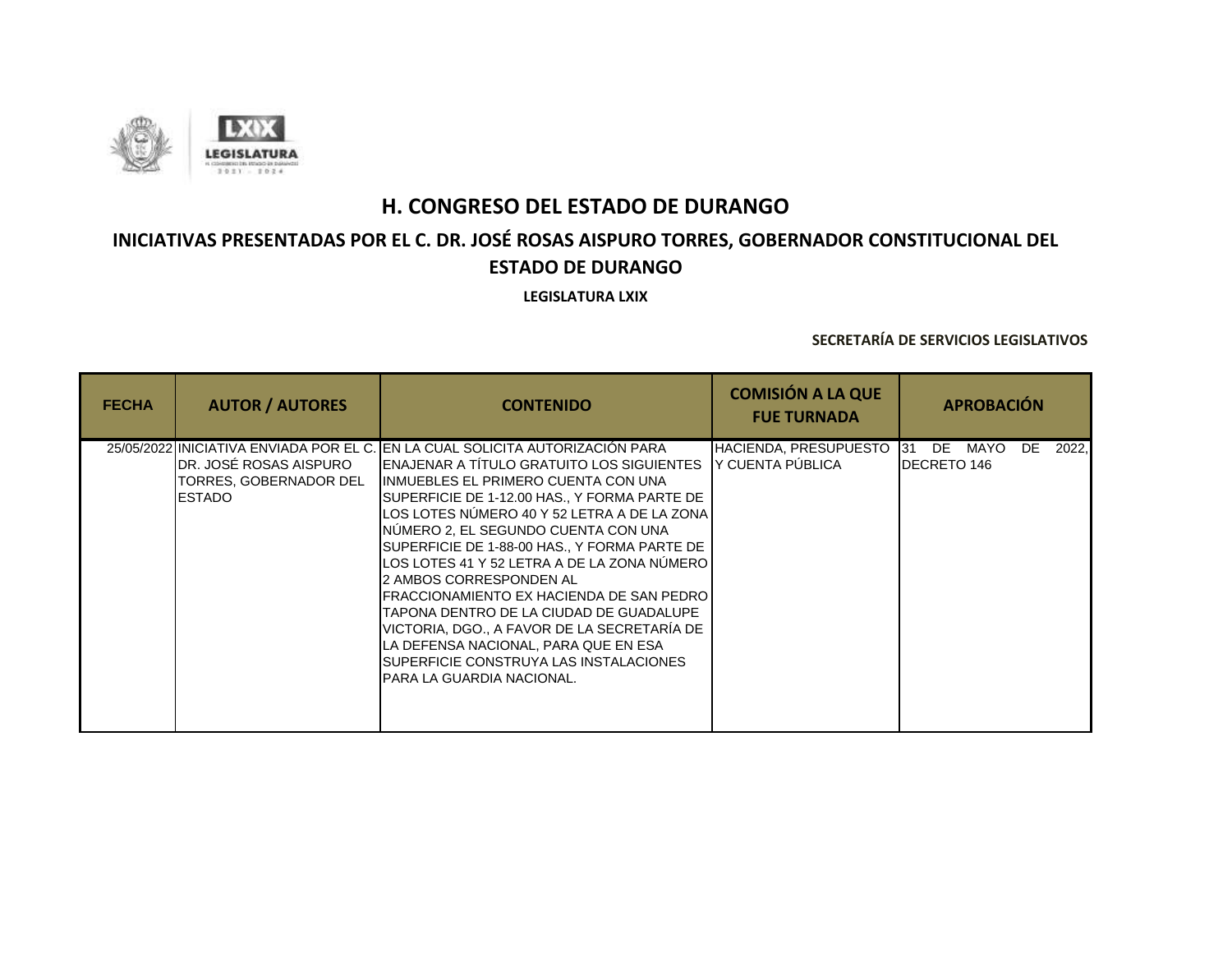# H. CONGRESO DEL ESTADO DE DURANGO

## INICIATIVAS PRESENTADAS POR EL C. DR. JOSÉ ROSAS AISPURO TORRES, GOBERNADOR CONSTITUCIONAL DEL ESTADO DE DURANGO

**LEGISLATURA LXIX**

**SECRETARÍA DE SERVICIOS LEGISLATIVOS**

| FECHA | AUTOR / AUTORES | CONTENIDO | COMISIÓN A LA QUE FUE TURNADA | APROBACIÓN |
|---|---|---|---|---|
| 25/05/2022 | INICIATIVA ENVIADA POR EL C. DR. JOSÉ ROSAS AISPURO TORRES, GOBERNADOR DEL ESTADO | EN LA CUAL SOLICITA AUTORIZACIÓN PARA ENAJENAR A TÍTULO GRATUITO LOS SIGUIENTES INMUEBLES EL PRIMERO CUENTA CON UNA SUPERFICIE DE 1-12.00 HAS., Y FORMA PARTE DE LOS LOTES NÚMERO 40 Y 52 LETRA A DE LA ZONA NÚMERO 2, EL SEGUNDO CUENTA CON UNA SUPERFICIE DE 1-88-00 HAS., Y FORMA PARTE DE LOS LOTES 41 Y 52 LETRA A DE LA ZONA NÚMERO 2 AMBOS CORRESPONDEN AL FRACCIONAMIENTO EX HACIENDA DE SAN PEDRO TAPONA DENTRO DE LA CIUDAD DE GUADALUPE VICTORIA, DGO., A FAVOR DE LA SECRETARÍA DE LA DEFENSA NACIONAL, PARA QUE EN ESA SUPERFICIE CONSTRUYA LAS INSTALACIONES PARA LA GUARDIA NACIONAL. | HACIENDA, PRESUPUESTO Y CUENTA PÚBLICA | 31 DE MAYO DE 2022, DECRETO 146 |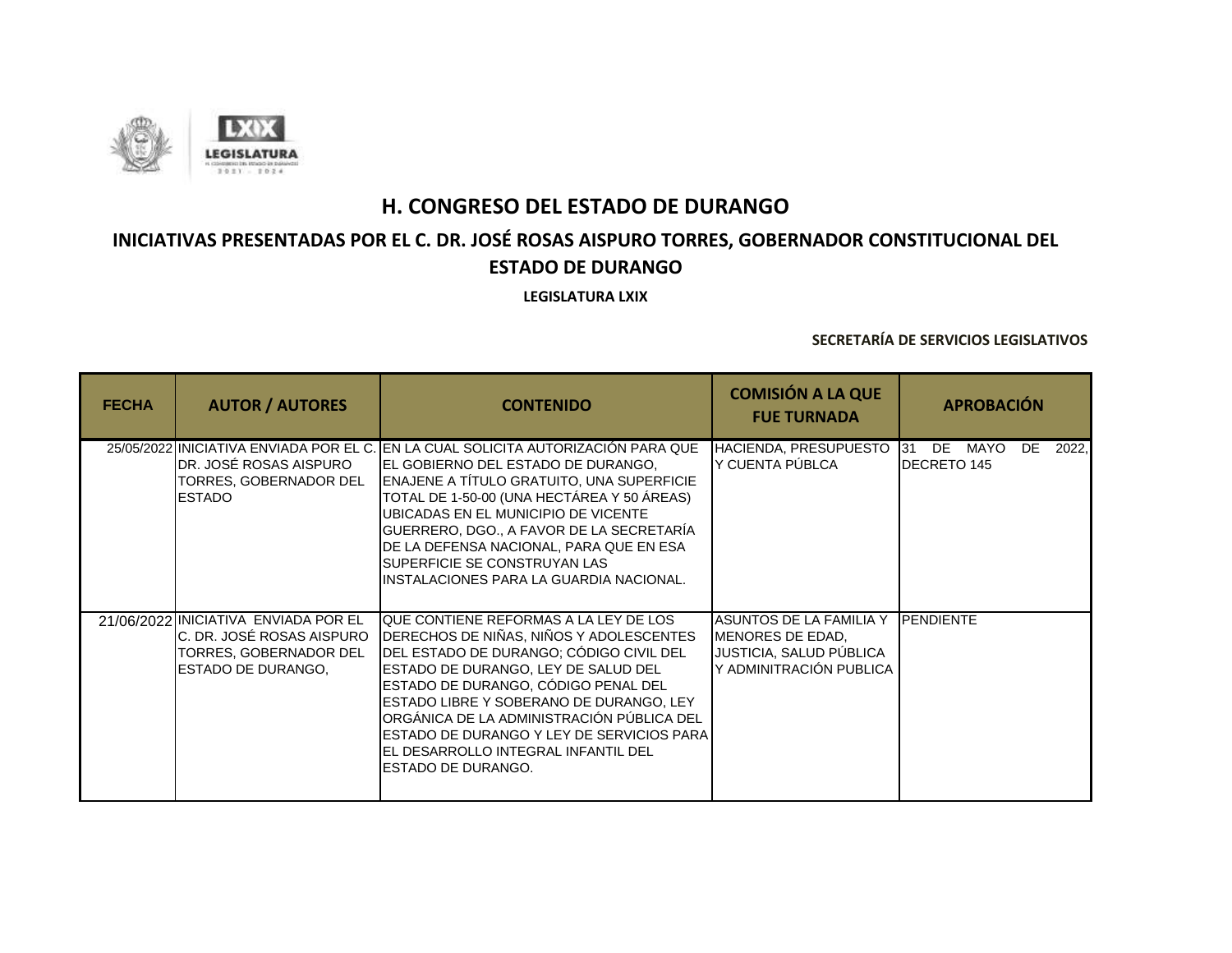# H. CONGRESO DEL ESTADO DE DURANGO

## INICIATIVAS PRESENTADAS POR EL C. DR. JOSÉ ROSAS AISPURO TORRES, GOBERNADOR CONSTITUCIONAL DEL ESTADO DE DURANGO

**LEGISLATURA LXIX**

**SECRETARÍA DE SERVICIOS LEGISLATIVOS**

| FECHA | AUTOR / AUTORES | CONTENIDO | COMISIÓN A LA QUE FUE TURNADA | APROBACIÓN |
|---|---|---|---|---|
| 25/05/2022 | INICIATIVA ENVIADA POR EL C. DR. JOSÉ ROSAS AISPURO TORRES, GOBERNADOR DEL ESTADO | EN LA CUAL SOLICITA AUTORIZACIÓN PARA QUE EL GOBIERNO DEL ESTADO DE DURANGO, ENAJENE A TÍTULO GRATUITO, UNA SUPERFICIE TOTAL DE 1-50-00 (UNA HECTÁREA Y 50 ÁREAS) UBICADAS EN EL MUNICIPIO DE VICENTE GUERRERO, DGO., A FAVOR DE LA SECRETARÍA DE LA DEFENSA NACIONAL, PARA QUE EN ESA SUPERFICIE SE CONSTRUYAN LAS INSTALACIONES PARA LA GUARDIA NACIONAL. | HACIENDA, PRESUPUESTO Y CUENTA PÚBLCA | 31 DE MAYO DE 2022, DECRETO 145 |
| 21/06/2022 | INICIATIVA ENVIADA POR EL C. DR. JOSÉ ROSAS AISPURO TORRES, GOBERNADOR DEL ESTADO DE DURANGO, | QUE CONTIENE REFORMAS A LA LEY DE LOS DERECHOS DE NIÑAS, NIÑOS Y ADOLESCENTES DEL ESTADO DE DURANGO; CÓDIGO CIVIL DEL ESTADO DE DURANGO, LEY DE SALUD DEL ESTADO DE DURANGO, CÓDIGO PENAL DEL ESTADO LIBRE Y SOBERANO DE DURANGO, LEY ORGÁNICA DE LA ADMINISTRACIÓN PÚBLICA DEL ESTADO DE DURANGO Y LEY DE SERVICIOS PARA EL DESARROLLO INTEGRAL INFANTIL DEL ESTADO DE DURANGO. | ASUNTOS DE LA FAMILIA Y MENORES DE EDAD, JUSTICIA, SALUD PÚBLICA Y ADMINITRACIÓN PUBLICA | PENDIENTE |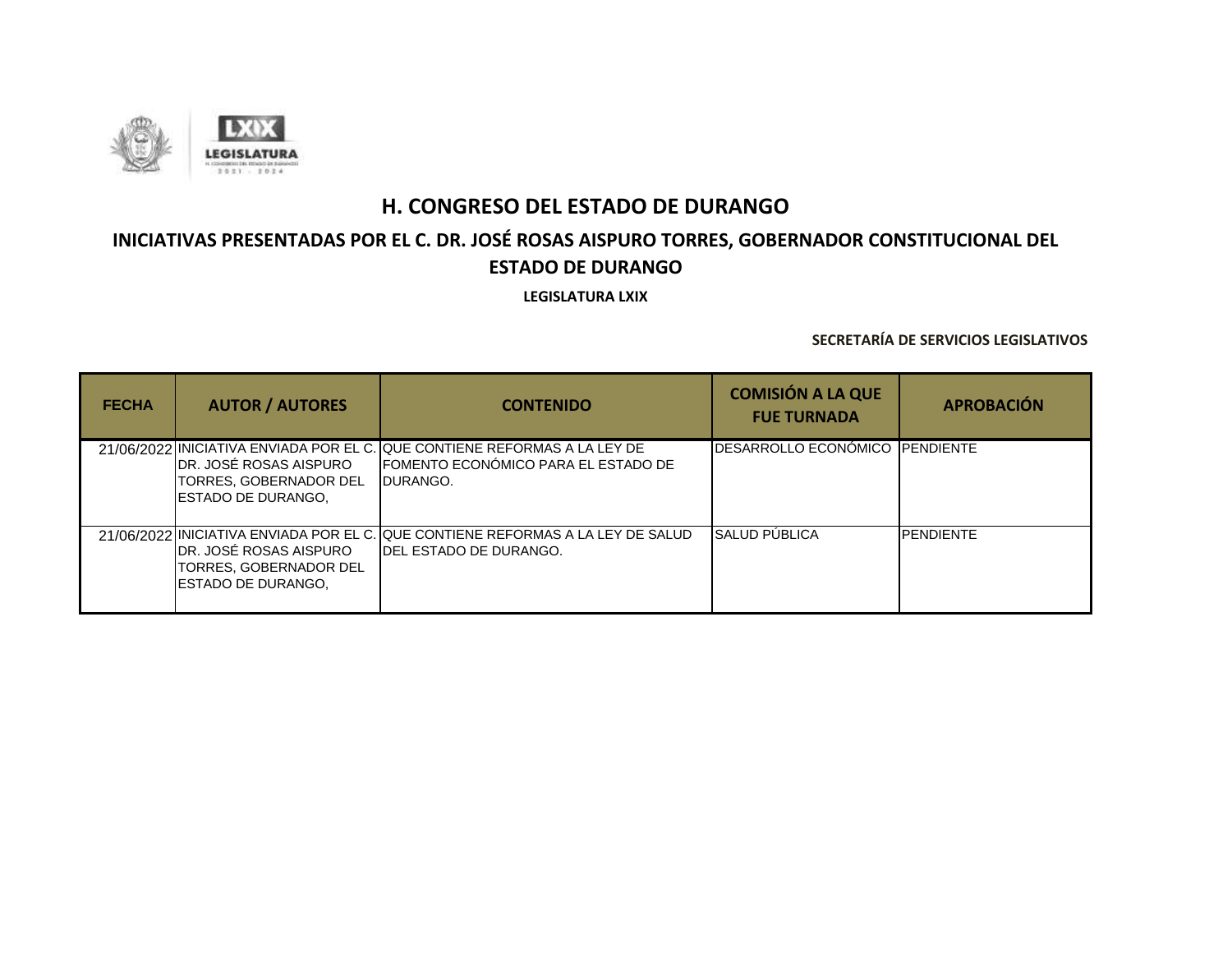# H. CONGRESO DEL ESTADO DE DURANGO

## INICIATIVAS PRESENTADAS POR EL C. DR. JOSÉ ROSAS AISPURO TORRES, GOBERNADOR CONSTITUCIONAL DEL ESTADO DE DURANGO

**LEGISLATURA LXIX**

**SECRETARÍA DE SERVICIOS LEGISLATIVOS**

| FECHA | AUTOR / AUTORES | CONTENIDO | COMISIÓN A LA QUE FUE TURNADA | APROBACIÓN |
|---|---|---|---|---|
| 21/06/2022 | INICIATIVA ENVIADA POR EL C. DR. JOSÉ ROSAS AISPURO TORRES, GOBERNADOR DEL ESTADO DE DURANGO, | QUE CONTIENE REFORMAS A LA LEY DE FOMENTO ECONÓMICO PARA EL ESTADO DE DURANGO. | DESARROLLO ECONÓMICO | PENDIENTE |
| 21/06/2022 | INICIATIVA ENVIADA POR EL C. DR. JOSÉ ROSAS AISPURO TORRES, GOBERNADOR DEL ESTADO DE DURANGO, | QUE CONTIENE REFORMAS A LA LEY DE SALUD DEL ESTADO DE DURANGO. | SALUD PÚBLICA | PENDIENTE |